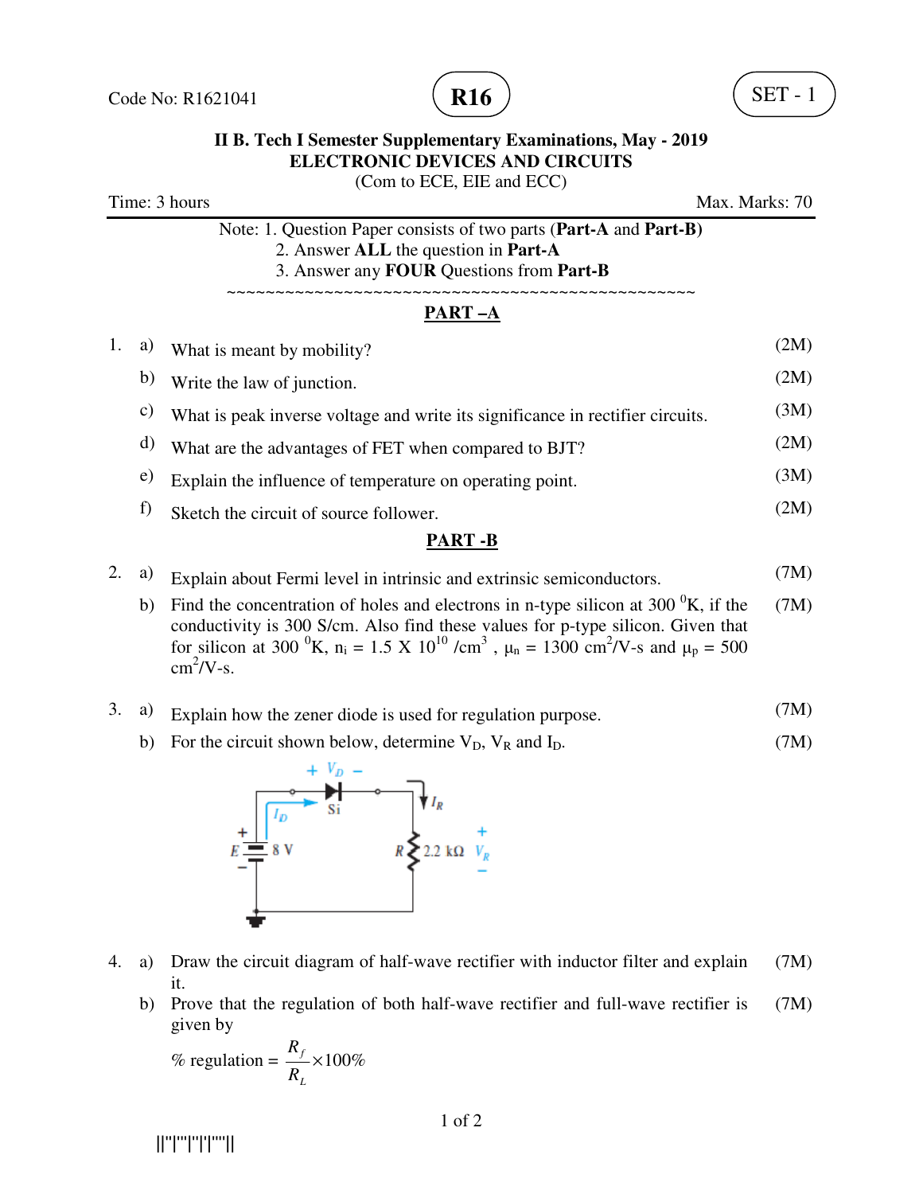Code No: R1621041 **R16** SET - 1

**II B. Tech I Semester Supplementary Examinations, May - 2019**
**ELECTRONIC DEVICES AND CIRCUITS**
(Com to ECE, EIE and ECC)

Time: 3 hours Max. Marks: 70

Note: 1. Question Paper consists of two parts (**Part-A** and **Part-B)**
2. Answer **ALL** the question in **Part-A**
3. Answer any **FOUR** Questions from **Part-B**

~~~~~~~~~~~~~~~~~~~~~~~~~~~~~~~~~~~~~~~~~~~~~~~~~~~~~~~

## PART –A

1. a) What is meant by mobility? (2M)
   b) Write the law of junction. (2M)
   c) What is peak inverse voltage and write its significance in rectifier circuits. (3M)
   d) What are the advantages of FET when compared to BJT? (2M)
   e) Explain the influence of temperature on operating point. (3M)
   f) Sketch the circuit of source follower. (2M)

## PART -B

2. a) Explain about Fermi level in intrinsic and extrinsic semiconductors. (7M)
   b) Find the concentration of holes and electrons in n-type silicon at 300 $^0$K, if the conductivity is 300 S/cm. Also find these values for p-type silicon. Given that for silicon at 300 $^0$K, $n_i$ = 1.5 X $10^{10}$ /cm$^3$ , $\mu_n$ = 1300 cm$^2$/V-s and $\mu_p$ = 500 cm$^2$/V-s. (7M)

3. a) Explain how the zener diode is used for regulation purpose. (7M)
   b) For the circuit shown below, determine $V_D$, $V_R$ and $I_D$. (7M)

4. a) Draw the circuit diagram of half-wave rectifier with inductor filter and explain it. (7M)
   b) Prove that the regulation of both half-wave rectifier and full-wave rectifier is given by (7M)

$$\%\text{ regulation} = \frac{R_f}{R_L} \times 100\%$$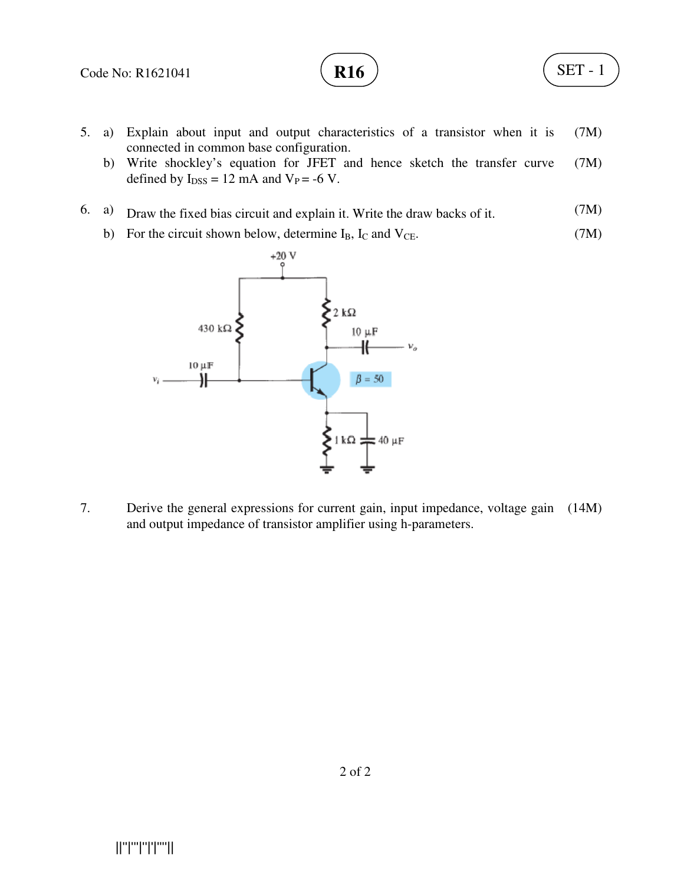5. a) Explain about input and output characteristics of a transistor when it is connected in common base configuration. (7M)

   b) Write shockley's equation for JFET and hence sketch the transfer curve defined by $I_{DSS}$ = 12 mA and $V_P$ = -6 V. (7M)

6. a) Draw the fixed bias circuit and explain it. Write the draw backs of it. (7M)

   b) For the circuit shown below, determine $I_B$, $I_C$ and $V_{CE}$. (7M)

+20 V

430 kΩ

2 kΩ

10 μF

$v_o$

10 μF

$v_i$

$\beta$ = 50

1 kΩ

40 μF

7. Derive the general expressions for current gain, input impedance, voltage gain and output impedance of transistor amplifier using h-parameters. (14M)